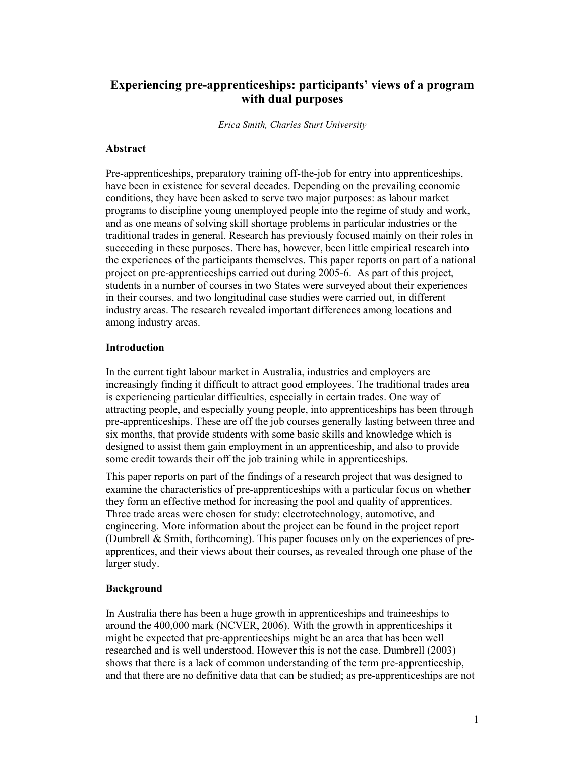# Experiencing pre-apprenticeships: participants' views of a program with dual purposes

*Erica Smith, Charles Sturt University*

## Abstract

Pre-apprenticeships, preparatory training off-the-job for entry into apprenticeships, have been in existence for several decades. Depending on the prevailing economic conditions, they have been asked to serve two major purposes: as labour market programs to discipline young unemployed people into the regime of study and work, and as one means of solving skill shortage problems in particular industries or the traditional trades in general. Research has previously focused mainly on their roles in succeeding in these purposes. There has, however, been little empirical research into the experiences of the participants themselves. This paper reports on part of a national project on pre-apprenticeships carried out during 2005-6. As part of this project, students in a number of courses in two States were surveyed about their experiences in their courses, and two longitudinal case studies were carried out, in different industry areas. The research revealed important differences among locations and among industry areas.

## Introduction

In the current tight labour market in Australia, industries and employers are increasingly finding it difficult to attract good employees. The traditional trades area is experiencing particular difficulties, especially in certain trades. One way of attracting people, and especially young people, into apprenticeships has been through pre-apprenticeships. These are off the job courses generally lasting between three and six months, that provide students with some basic skills and knowledge which is designed to assist them gain employment in an apprenticeship, and also to provide some credit towards their off the job training while in apprenticeships.

This paper reports on part of the findings of a research project that was designed to examine the characteristics of pre-apprenticeships with a particular focus on whether they form an effective method for increasing the pool and quality of apprentices. Three trade areas were chosen for study: electrotechnology, automotive, and engineering. More information about the project can be found in the project report (Dumbrell & Smith, forthcoming). This paper focuses only on the experiences of pre-apprentices, and their views about their courses, as revealed through one phase of the larger study.

## Background

In Australia there has been a huge growth in apprenticeships and traineeships to around the 400,000 mark (NCVER, 2006). With the growth in apprenticeships it might be expected that pre-apprenticeships might be an area that has been well researched and is well understood. However this is not the case. Dumbrell (2003) shows that there is a lack of common understanding of the term pre-apprenticeship, and that there are no definitive data that can be studied; as pre-apprenticeships are not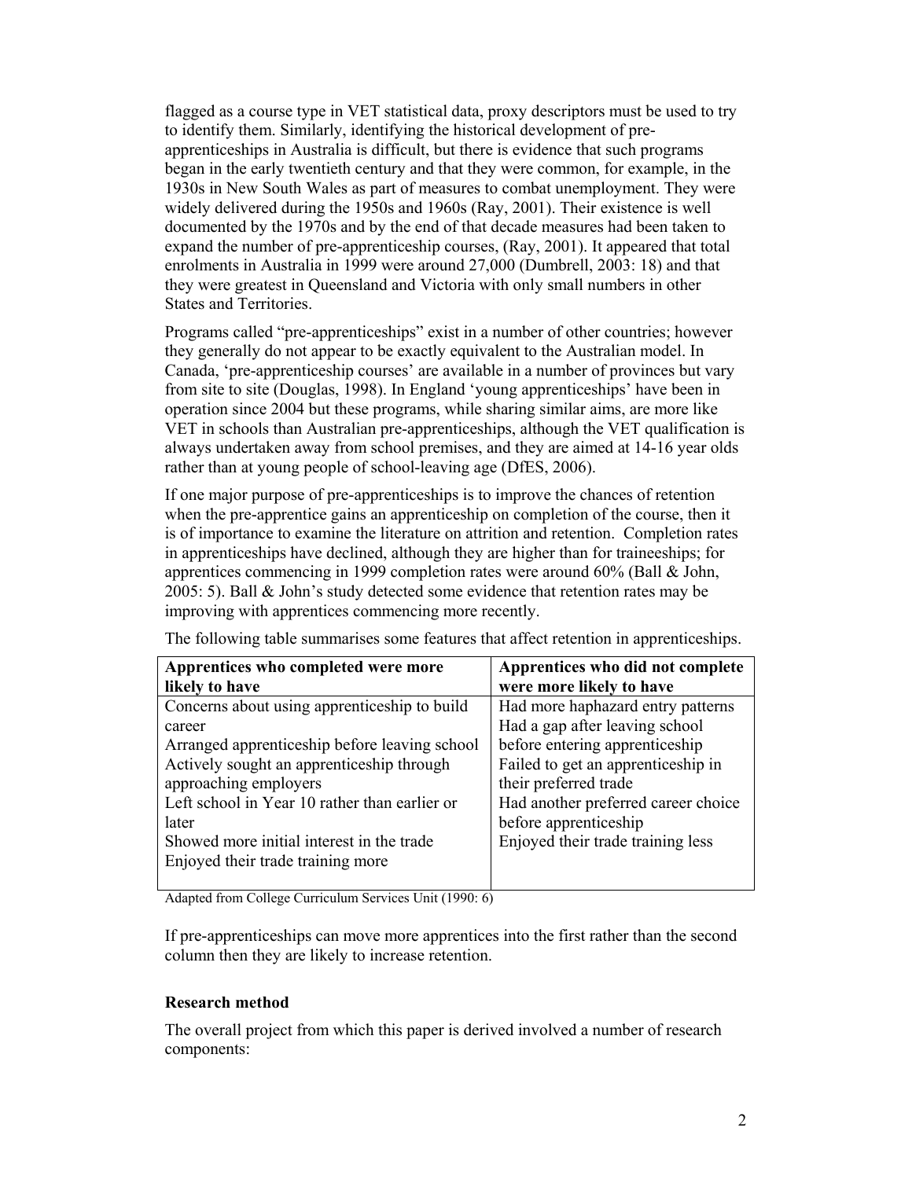flagged as a course type in VET statistical data, proxy descriptors must be used to try to identify them. Similarly, identifying the historical development of pre-apprenticeships in Australia is difficult, but there is evidence that such programs began in the early twentieth century and that they were common, for example, in the 1930s in New South Wales as part of measures to combat unemployment. They were widely delivered during the 1950s and 1960s (Ray, 2001). Their existence is well documented by the 1970s and by the end of that decade measures had been taken to expand the number of pre-apprenticeship courses, (Ray, 2001). It appeared that total enrolments in Australia in 1999 were around 27,000 (Dumbrell, 2003: 18) and that they were greatest in Queensland and Victoria with only small numbers in other States and Territories.

Programs called "pre-apprenticeships" exist in a number of other countries; however they generally do not appear to be exactly equivalent to the Australian model. In Canada, 'pre-apprenticeship courses' are available in a number of provinces but vary from site to site (Douglas, 1998). In England 'young apprenticeships' have been in operation since 2004 but these programs, while sharing similar aims, are more like VET in schools than Australian pre-apprenticeships, although the VET qualification is always undertaken away from school premises, and they are aimed at 14-16 year olds rather than at young people of school-leaving age (DfES, 2006).

If one major purpose of pre-apprenticeships is to improve the chances of retention when the pre-apprentice gains an apprenticeship on completion of the course, then it is of importance to examine the literature on attrition and retention. Completion rates in apprenticeships have declined, although they are higher than for traineeships; for apprentices commencing in 1999 completion rates were around 60% (Ball & John, 2005: 5). Ball & John's study detected some evidence that retention rates may be improving with apprentices commencing more recently.

The following table summarises some features that affect retention in apprenticeships.

| **Apprentices who completed were more likely to have** | **Apprentices who did not complete were more likely to have** |
|---|---|
| Concerns about using apprenticeship to build career<br>Arranged apprenticeship before leaving school<br>Actively sought an apprenticeship through approaching employers<br>Left school in Year 10 rather than earlier or later<br>Showed more initial interest in the trade<br>Enjoyed their trade training more | Had more haphazard entry patterns<br>Had a gap after leaving school before entering apprenticeship<br>Failed to get an apprenticeship in their preferred trade<br>Had another preferred career choice before apprenticeship<br>Enjoyed their trade training less |

Adapted from College Curriculum Services Unit (1990: 6)

If pre-apprenticeships can move more apprentices into the first rather than the second column then they are likely to increase retention.

**Research method**

The overall project from which this paper is derived involved a number of research components: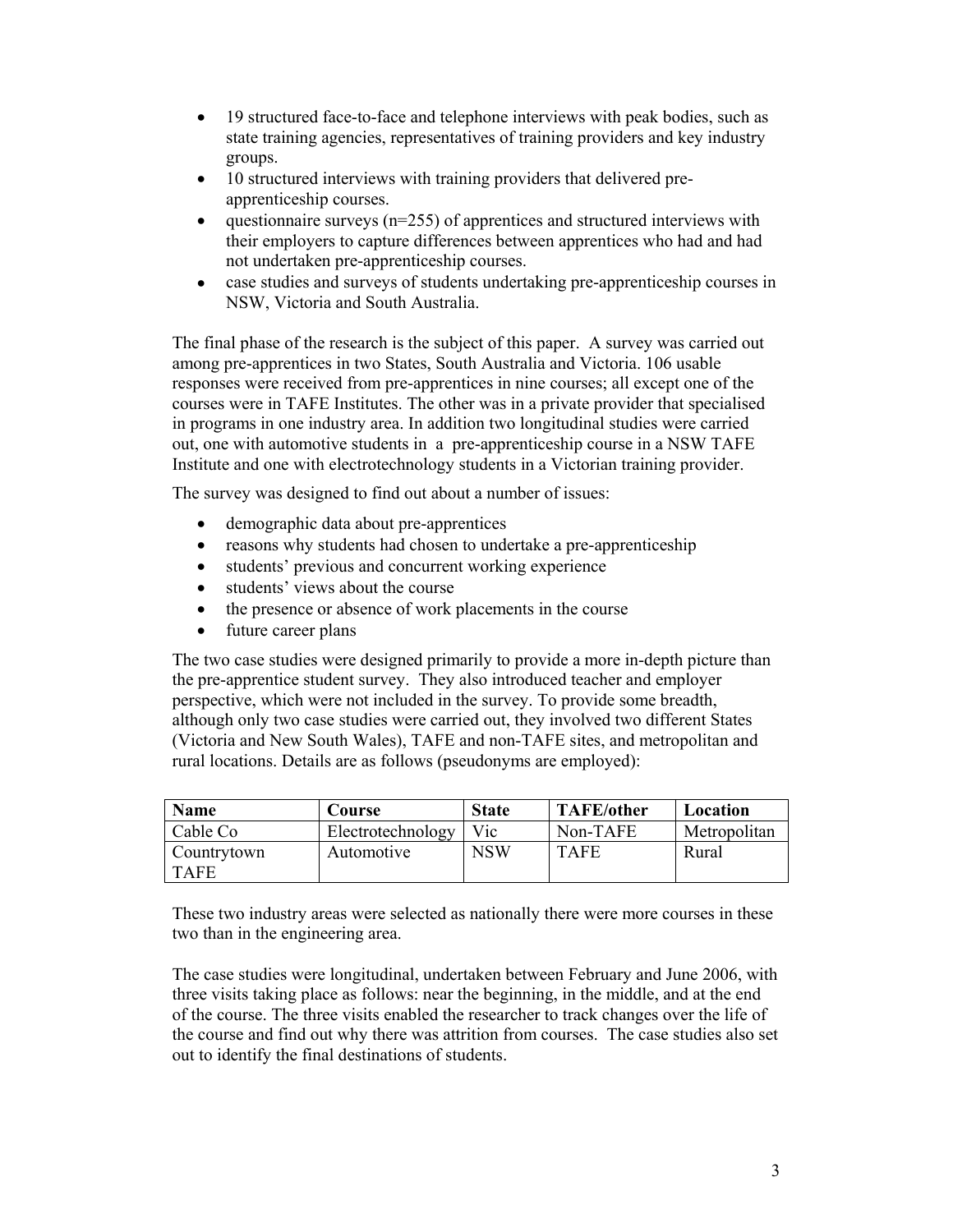- 19 structured face-to-face and telephone interviews with peak bodies, such as state training agencies, representatives of training providers and key industry groups.
- 10 structured interviews with training providers that delivered pre-apprenticeship courses.
- questionnaire surveys (n=255) of apprentices and structured interviews with their employers to capture differences between apprentices who had and had not undertaken pre-apprenticeship courses.
- case studies and surveys of students undertaking pre-apprenticeship courses in NSW, Victoria and South Australia.

The final phase of the research is the subject of this paper. A survey was carried out among pre-apprentices in two States, South Australia and Victoria. 106 usable responses were received from pre-apprentices in nine courses; all except one of the courses were in TAFE Institutes. The other was in a private provider that specialised in programs in one industry area. In addition two longitudinal studies were carried out, one with automotive students in a pre-apprenticeship course in a NSW TAFE Institute and one with electrotechnology students in a Victorian training provider.

The survey was designed to find out about a number of issues:

- demographic data about pre-apprentices
- reasons why students had chosen to undertake a pre-apprenticeship
- students' previous and concurrent working experience
- students' views about the course
- the presence or absence of work placements in the course
- future career plans

The two case studies were designed primarily to provide a more in-depth picture than the pre-apprentice student survey. They also introduced teacher and employer perspective, which were not included in the survey. To provide some breadth, although only two case studies were carried out, they involved two different States (Victoria and New South Wales), TAFE and non-TAFE sites, and metropolitan and rural locations. Details are as follows (pseudonyms are employed):

| Name | Course | State | TAFE/other | Location |
|---|---|---|---|---|
| Cable Co | Electrotechnology | Vic | Non-TAFE | Metropolitan |
| Countrytown TAFE | Automotive | NSW | TAFE | Rural |

These two industry areas were selected as nationally there were more courses in these two than in the engineering area.

The case studies were longitudinal, undertaken between February and June 2006, with three visits taking place as follows: near the beginning, in the middle, and at the end of the course. The three visits enabled the researcher to track changes over the life of the course and find out why there was attrition from courses. The case studies also set out to identify the final destinations of students.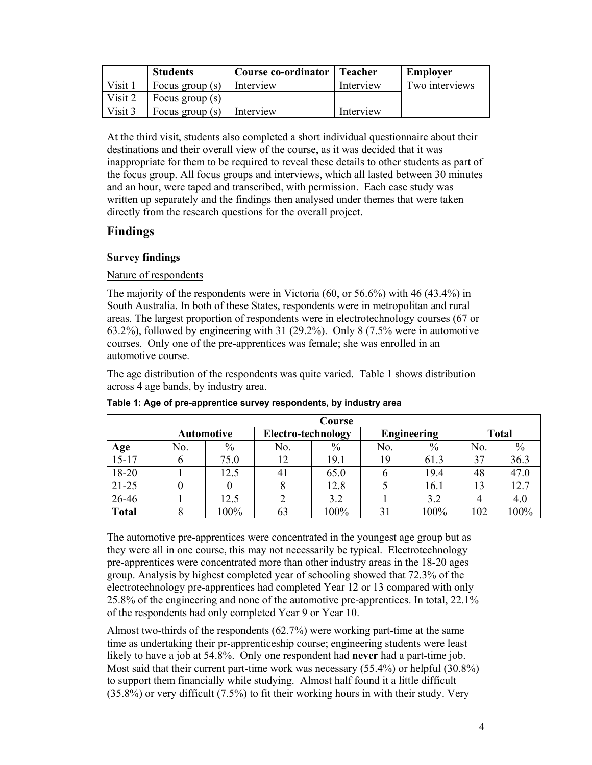| | Students | Course co-ordinator | Teacher | Employer |
|---|---|---|---|---|
| Visit 1 | Focus group (s) | Interview | Interview | Two interviews |
| Visit 2 | Focus group (s) | | | |
| Visit 3 | Focus group (s) | Interview | Interview | |

At the third visit, students also completed a short individual questionnaire about their destinations and their overall view of the course, as it was decided that it was inappropriate for them to be required to reveal these details to other students as part of the focus group. All focus groups and interviews, which all lasted between 30 minutes and an hour, were taped and transcribed, with permission. Each case study was written up separately and the findings then analysed under themes that were taken directly from the research questions for the overall project.

## Findings

### Survey findings

Nature of respondents

The majority of the respondents were in Victoria (60, or 56.6%) with 46 (43.4%) in South Australia. In both of these States, respondents were in metropolitan and rural areas. The largest proportion of respondents were in electrotechnology courses (67 or 63.2%), followed by engineering with 31 (29.2%). Only 8 (7.5% were in automotive courses. Only one of the pre-apprentices was female; she was enrolled in an automotive course.

The age distribution of the respondents was quite varied. Table 1 shows distribution across 4 age bands, by industry area.

**Table 1: Age of pre-apprentice survey respondents, by industry area**

| | Course | | | | | | | |
|---|---|---|---|---|---|---|---|---|
| | Automotive | | Electro-technology | | Engineering | | Total | |
| Age | No. | % | No. | % | No. | % | No. | % |
| 15-17 | 6 | 75.0 | 12 | 19.1 | 19 | 61.3 | 37 | 36.3 |
| 18-20 | 1 | 12.5 | 41 | 65.0 | 6 | 19.4 | 48 | 47.0 |
| 21-25 | 0 | 0 | 8 | 12.8 | 5 | 16.1 | 13 | 12.7 |
| 26-46 | 1 | 12.5 | 2 | 3.2 | 1 | 3.2 | 4 | 4.0 |
| **Total** | 8 | 100% | 63 | 100% | 31 | 100% | 102 | 100% |

The automotive pre-apprentices were concentrated in the youngest age group but as they were all in one course, this may not necessarily be typical. Electrotechnology pre-apprentices were concentrated more than other industry areas in the 18-20 ages group. Analysis by highest completed year of schooling showed that 72.3% of the electrotechnology pre-apprentices had completed Year 12 or 13 compared with only 25.8% of the engineering and none of the automotive pre-apprentices. In total, 22.1% of the respondents had only completed Year 9 or Year 10.

Almost two-thirds of the respondents (62.7%) were working part-time at the same time as undertaking their pr-apprenticeship course; engineering students were least likely to have a job at 54.8%. Only one respondent had **never** had a part-time job. Most said that their current part-time work was necessary (55.4%) or helpful (30.8%) to support them financially while studying. Almost half found it a little difficult (35.8%) or very difficult (7.5%) to fit their working hours in with their study. Very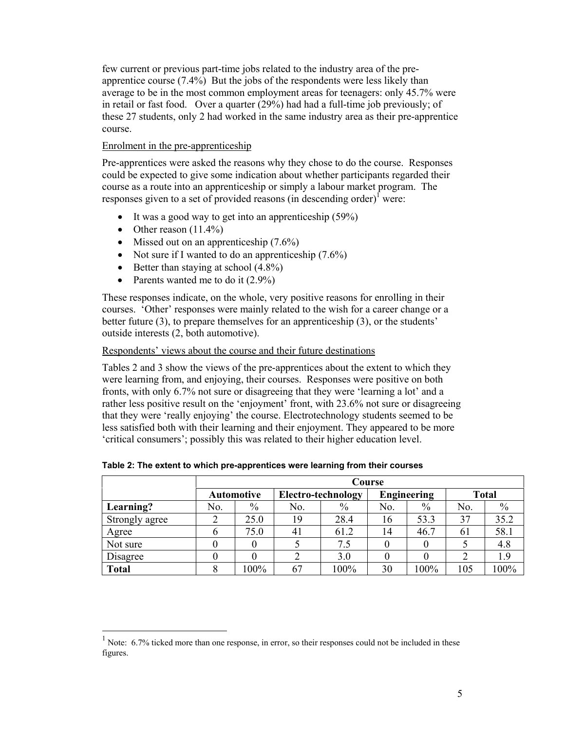few current or previous part-time jobs related to the industry area of the pre-apprentice course (7.4%) But the jobs of the respondents were less likely than average to be in the most common employment areas for teenagers: only 45.7% were in retail or fast food. Over a quarter (29%) had had a full-time job previously; of these 27 students, only 2 had worked in the same industry area as their pre-apprentice course.

Enrolment in the pre-apprenticeship

Pre-apprentices were asked the reasons why they chose to do the course. Responses could be expected to give some indication about whether participants regarded their course as a route into an apprenticeship or simply a labour market program. The responses given to a set of provided reasons (in descending order)[1] were:

- It was a good way to get into an apprenticeship (59%)
- Other reason (11.4%)
- Missed out on an apprenticeship (7.6%)
- Not sure if I wanted to do an apprenticeship (7.6%)
- Better than staying at school (4.8%)
- Parents wanted me to do it (2.9%)

These responses indicate, on the whole, very positive reasons for enrolling in their courses. 'Other' responses were mainly related to the wish for a career change or a better future (3), to prepare themselves for an apprenticeship (3), or the students' outside interests (2, both automotive).

Respondents' views about the course and their future destinations

Tables 2 and 3 show the views of the pre-apprentices about the extent to which they were learning from, and enjoying, their courses. Responses were positive on both fronts, with only 6.7% not sure or disagreeing that they were 'learning a lot' and a rather less positive result on the 'enjoyment' front, with 23.6% not sure or disagreeing that they were 'really enjoying' the course. Electrotechnology students seemed to be less satisfied both with their learning and their enjoyment. They appeared to be more 'critical consumers'; possibly this was related to their higher education level.

**Table 2: The extent to which pre-apprentices were learning from their courses**

| | Course | | | | | | | |
|---|---|---|---|---|---|---|---|---|
| | Automotive | | Electro-technology | | Engineering | | Total | |
| **Learning?** | No. | % | No. | % | No. | % | No. | % |
| Strongly agree | 2 | 25.0 | 19 | 28.4 | 16 | 53.3 | 37 | 35.2 |
| Agree | 6 | 75.0 | 41 | 61.2 | 14 | 46.7 | 61 | 58.1 |
| Not sure | 0 | 0 | 5 | 7.5 | 0 | 0 | 5 | 4.8 |
| Disagree | 0 | 0 | 2 | 3.0 | 0 | 0 | 2 | 1.9 |
| **Total** | 8 | 100% | 67 | 100% | 30 | 100% | 105 | 100% |

[1] Note: 6.7% ticked more than one response, in error, so their responses could not be included in these figures.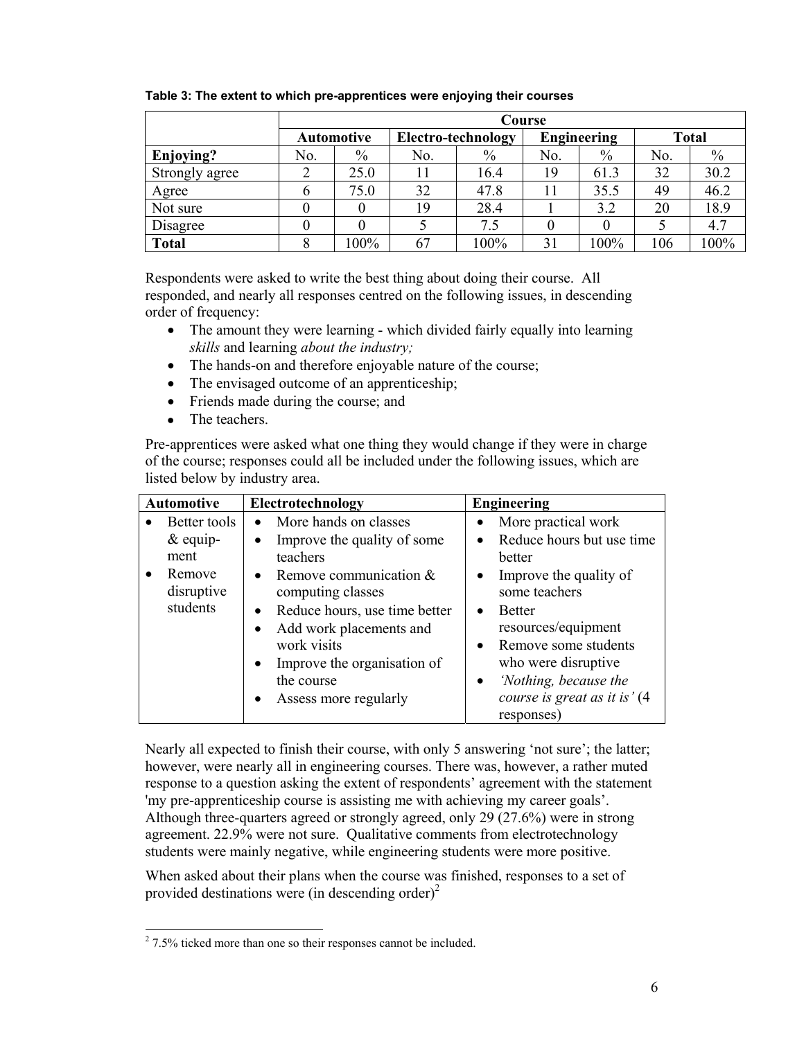**Table 3: The extent to which pre-apprentices were enjoying their courses**

| | Course | | | | | | | |
|---|---|---|---|---|---|---|---|---|
| | Automotive | | Electro-technology | | Engineering | | Total | |
| **Enjoying?** | No. | % | No. | % | No. | % | No. | % |
| Strongly agree | 2 | 25.0 | 11 | 16.4 | 19 | 61.3 | 32 | 30.2 |
| Agree | 6 | 75.0 | 32 | 47.8 | 11 | 35.5 | 49 | 46.2 |
| Not sure | 0 | 0 | 19 | 28.4 | 1 | 3.2 | 20 | 18.9 |
| Disagree | 0 | 0 | 5 | 7.5 | 0 | 0 | 5 | 4.7 |
| **Total** | 8 | 100% | 67 | 100% | 31 | 100% | 106 | 100% |

Respondents were asked to write the best thing about doing their course. All responded, and nearly all responses centred on the following issues, in descending order of frequency:

- The amount they were learning - which divided fairly equally into learning *skills* and learning *about the industry;*
- The hands-on and therefore enjoyable nature of the course;
- The envisaged outcome of an apprenticeship;
- Friends made during the course; and
- The teachers.

Pre-apprentices were asked what one thing they would change if they were in charge of the course; responses could all be included under the following issues, which are listed below by industry area.

| Automotive | Electrotechnology | Engineering |
|---|---|---|
| • Better tools & equipment<br>• Remove disruptive students | • More hands on classes<br>• Improve the quality of some teachers<br>• Remove communication & computing classes<br>• Reduce hours, use time better<br>• Add work placements and work visits<br>• Improve the organisation of the course<br>• Assess more regularly | • More practical work<br>• Reduce hours but use time better<br>• Improve the quality of some teachers<br>• Better resources/equipment<br>• Remove some students who were disruptive<br>• *'Nothing, because the course is great as it is'* (4 responses) |

Nearly all expected to finish their course, with only 5 answering 'not sure'; the latter; however, were nearly all in engineering courses. There was, however, a rather muted response to a question asking the extent of respondents' agreement with the statement 'my pre-apprenticeship course is assisting me with achieving my career goals'. Although three-quarters agreed or strongly agreed, only 29 (27.6%) were in strong agreement. 22.9% were not sure. Qualitative comments from electrotechnology students were mainly negative, while engineering students were more positive.

When asked about their plans when the course was finished, responses to a set of provided destinations were (in descending order)[2]

[2] 7.5% ticked more than one so their responses cannot be included.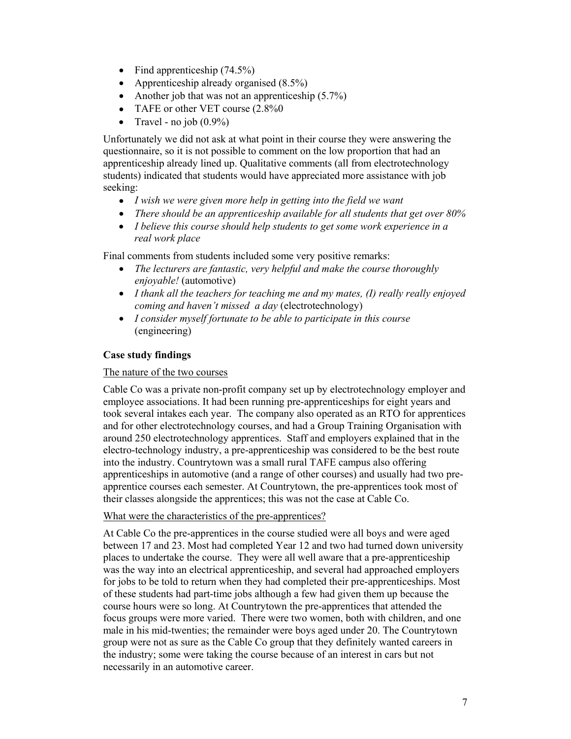- Find apprenticeship (74.5%)
- Apprenticeship already organised (8.5%)
- Another job that was not an apprenticeship (5.7%)
- TAFE or other VET course (2.8%0
- Travel - no job (0.9%)

Unfortunately we did not ask at what point in their course they were answering the questionnaire, so it is not possible to comment on the low proportion that had an apprenticeship already lined up. Qualitative comments (all from electrotechnology students) indicated that students would have appreciated more assistance with job seeking:

- *I wish we were given more help in getting into the field we want*
- *There should be an apprenticeship available for all students that get over 80%*
- *I believe this course should help students to get some work experience in a real work place*

Final comments from students included some very positive remarks:

- *The lecturers are fantastic, very helpful and make the course thoroughly enjoyable!* (automotive)
- *I thank all the teachers for teaching me and my mates, (I) really really enjoyed coming and haven't missed a day* (electrotechnology)
- *I consider myself fortunate to be able to participate in this course* (engineering)

**Case study findings**

The nature of the two courses

Cable Co was a private non-profit company set up by electrotechnology employer and employee associations. It had been running pre-apprenticeships for eight years and took several intakes each year. The company also operated as an RTO for apprentices and for other electrotechnology courses, and had a Group Training Organisation with around 250 electrotechnology apprentices. Staff and employers explained that in the electro-technology industry, a pre-apprenticeship was considered to be the best route into the industry. Countrytown was a small rural TAFE campus also offering apprenticeships in automotive (and a range of other courses) and usually had two pre-apprentice courses each semester. At Countrytown, the pre-apprentices took most of their classes alongside the apprentices; this was not the case at Cable Co.

What were the characteristics of the pre-apprentices?

At Cable Co the pre-apprentices in the course studied were all boys and were aged between 17 and 23. Most had completed Year 12 and two had turned down university places to undertake the course. They were all well aware that a pre-apprenticeship was the way into an electrical apprenticeship, and several had approached employers for jobs to be told to return when they had completed their pre-apprenticeships. Most of these students had part-time jobs although a few had given them up because the course hours were so long. At Countrytown the pre-apprentices that attended the focus groups were more varied. There were two women, both with children, and one male in his mid-twenties; the remainder were boys aged under 20. The Countrytown group were not as sure as the Cable Co group that they definitely wanted careers in the industry; some were taking the course because of an interest in cars but not necessarily in an automotive career.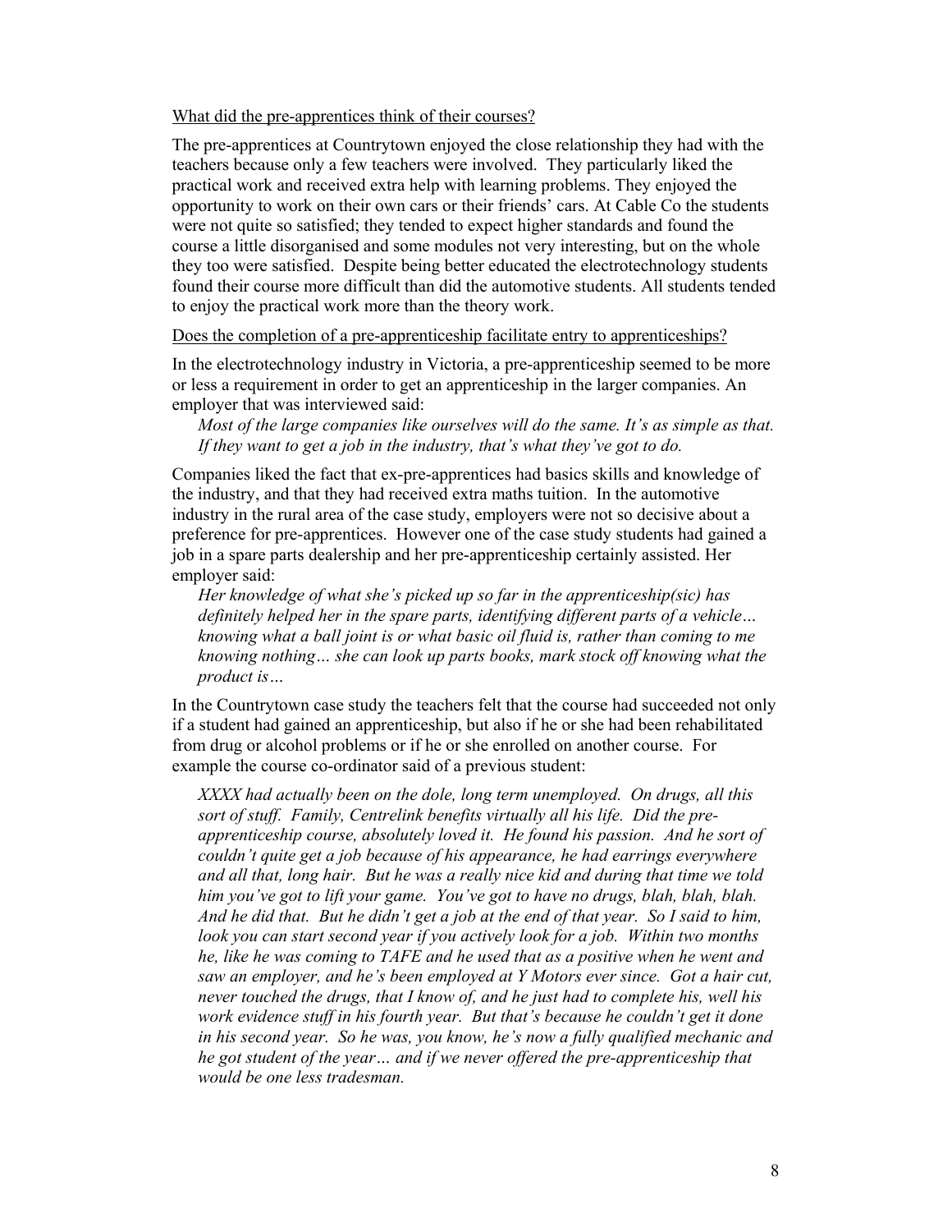What did the pre-apprentices think of their courses?

The pre-apprentices at Countrytown enjoyed the close relationship they had with the teachers because only a few teachers were involved. They particularly liked the practical work and received extra help with learning problems. They enjoyed the opportunity to work on their own cars or their friends' cars. At Cable Co the students were not quite so satisfied; they tended to expect higher standards and found the course a little disorganised and some modules not very interesting, but on the whole they too were satisfied. Despite being better educated the electrotechnology students found their course more difficult than did the automotive students. All students tended to enjoy the practical work more than the theory work.

Does the completion of a pre-apprenticeship facilitate entry to apprenticeships?

In the electrotechnology industry in Victoria, a pre-apprenticeship seemed to be more or less a requirement in order to get an apprenticeship in the larger companies. An employer that was interviewed said:

> *Most of the large companies like ourselves will do the same. It's as simple as that. If they want to get a job in the industry, that's what they've got to do.*

Companies liked the fact that ex-pre-apprentices had basics skills and knowledge of the industry, and that they had received extra maths tuition. In the automotive industry in the rural area of the case study, employers were not so decisive about a preference for pre-apprentices. However one of the case study students had gained a job in a spare parts dealership and her pre-apprenticeship certainly assisted. Her employer said:

> *Her knowledge of what she's picked up so far in the apprenticeship(sic) has definitely helped her in the spare parts, identifying different parts of a vehicle… knowing what a ball joint is or what basic oil fluid is, rather than coming to me knowing nothing… she can look up parts books, mark stock off knowing what the product is…*

In the Countrytown case study the teachers felt that the course had succeeded not only if a student had gained an apprenticeship, but also if he or she had been rehabilitated from drug or alcohol problems or if he or she enrolled on another course. For example the course co-ordinator said of a previous student:

> *XXXX had actually been on the dole, long term unemployed. On drugs, all this sort of stuff. Family, Centrelink benefits virtually all his life. Did the pre-apprenticeship course, absolutely loved it. He found his passion. And he sort of couldn't quite get a job because of his appearance, he had earrings everywhere and all that, long hair. But he was a really nice kid and during that time we told him you've got to lift your game. You've got to have no drugs, blah, blah, blah. And he did that. But he didn't get a job at the end of that year. So I said to him, look you can start second year if you actively look for a job. Within two months he, like he was coming to TAFE and he used that as a positive when he went and saw an employer, and he's been employed at Y Motors ever since. Got a hair cut, never touched the drugs, that I know of, and he just had to complete his, well his work evidence stuff in his fourth year. But that's because he couldn't get it done in his second year. So he was, you know, he's now a fully qualified mechanic and he got student of the year… and if we never offered the pre-apprenticeship that would be one less tradesman.*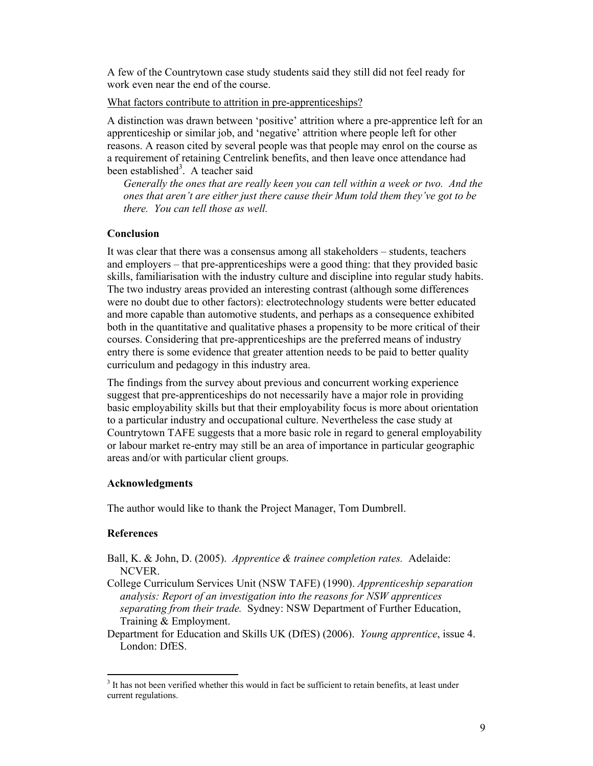A few of the Countrytown case study students said they still did not feel ready for work even near the end of the course.

What factors contribute to attrition in pre-apprenticeships?

A distinction was drawn between 'positive' attrition where a pre-apprentice left for an apprenticeship or similar job, and 'negative' attrition where people left for other reasons. A reason cited by several people was that people may enrol on the course as a requirement of retaining Centrelink benefits, and then leave once attendance had been established[3]. A teacher said

> *Generally the ones that are really keen you can tell within a week or two. And the ones that aren't are either just there cause their Mum told them they've got to be there. You can tell those as well.*

### Conclusion

It was clear that there was a consensus among all stakeholders – students, teachers and employers – that pre-apprenticeships were a good thing: that they provided basic skills, familiarisation with the industry culture and discipline into regular study habits. The two industry areas provided an interesting contrast (although some differences were no doubt due to other factors): electrotechnology students were better educated and more capable than automotive students, and perhaps as a consequence exhibited both in the quantitative and qualitative phases a propensity to be more critical of their courses. Considering that pre-apprenticeships are the preferred means of industry entry there is some evidence that greater attention needs to be paid to better quality curriculum and pedagogy in this industry area.

The findings from the survey about previous and concurrent working experience suggest that pre-apprenticeships do not necessarily have a major role in providing basic employability skills but that their employability focus is more about orientation to a particular industry and occupational culture. Nevertheless the case study at Countrytown TAFE suggests that a more basic role in regard to general employability or labour market re-entry may still be an area of importance in particular geographic areas and/or with particular client groups.

### Acknowledgments

The author would like to thank the Project Manager, Tom Dumbrell.

### References

Ball, K. & John, D. (2005). *Apprentice & trainee completion rates.* Adelaide: NCVER.

College Curriculum Services Unit (NSW TAFE) (1990). *Apprenticeship separation analysis: Report of an investigation into the reasons for NSW apprentices separating from their trade.* Sydney: NSW Department of Further Education, Training & Employment.

Department for Education and Skills UK (DfES) (2006). *Young apprentice*, issue 4. London: DfES.

---

[3] It has not been verified whether this would in fact be sufficient to retain benefits, at least under current regulations.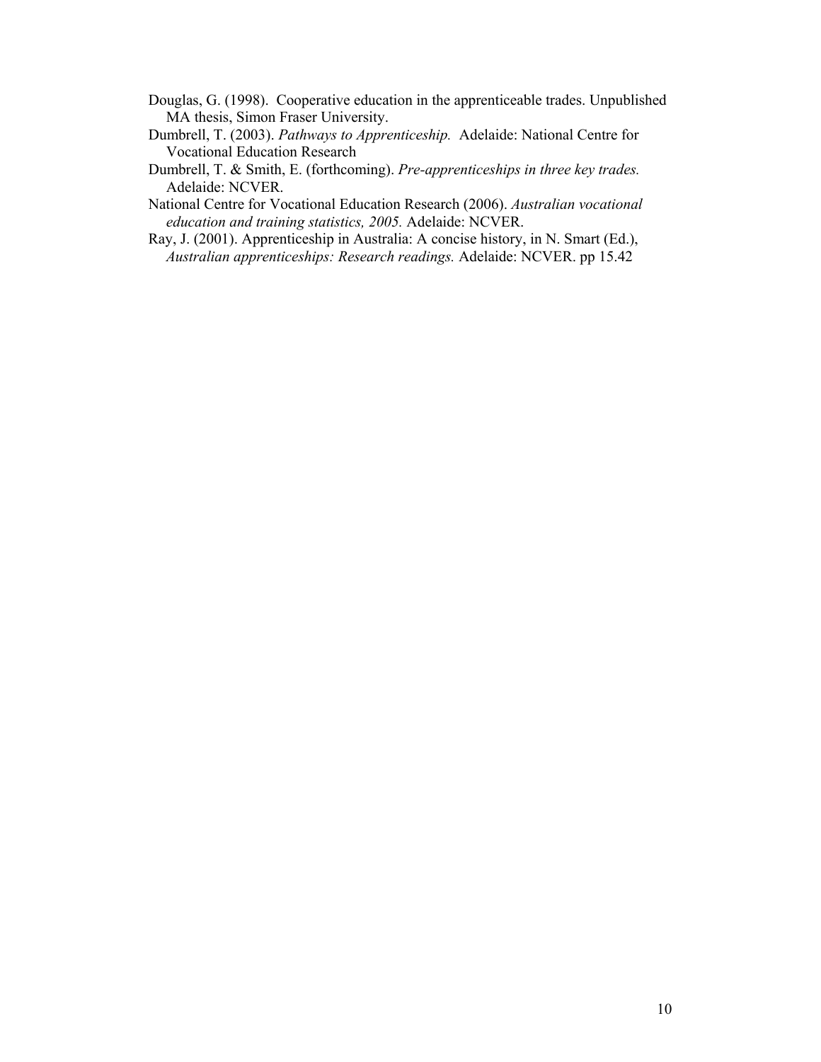Douglas, G. (1998). Cooperative education in the apprenticeable trades. Unpublished MA thesis, Simon Fraser University.

Dumbrell, T. (2003). *Pathways to Apprenticeship.* Adelaide: National Centre for Vocational Education Research

Dumbrell, T. & Smith, E. (forthcoming). *Pre-apprenticeships in three key trades.* Adelaide: NCVER.

National Centre for Vocational Education Research (2006). *Australian vocational education and training statistics, 2005.* Adelaide: NCVER.

Ray, J. (2001). Apprenticeship in Australia: A concise history, in N. Smart (Ed.), *Australian apprenticeships: Research readings.* Adelaide: NCVER. pp 15.42